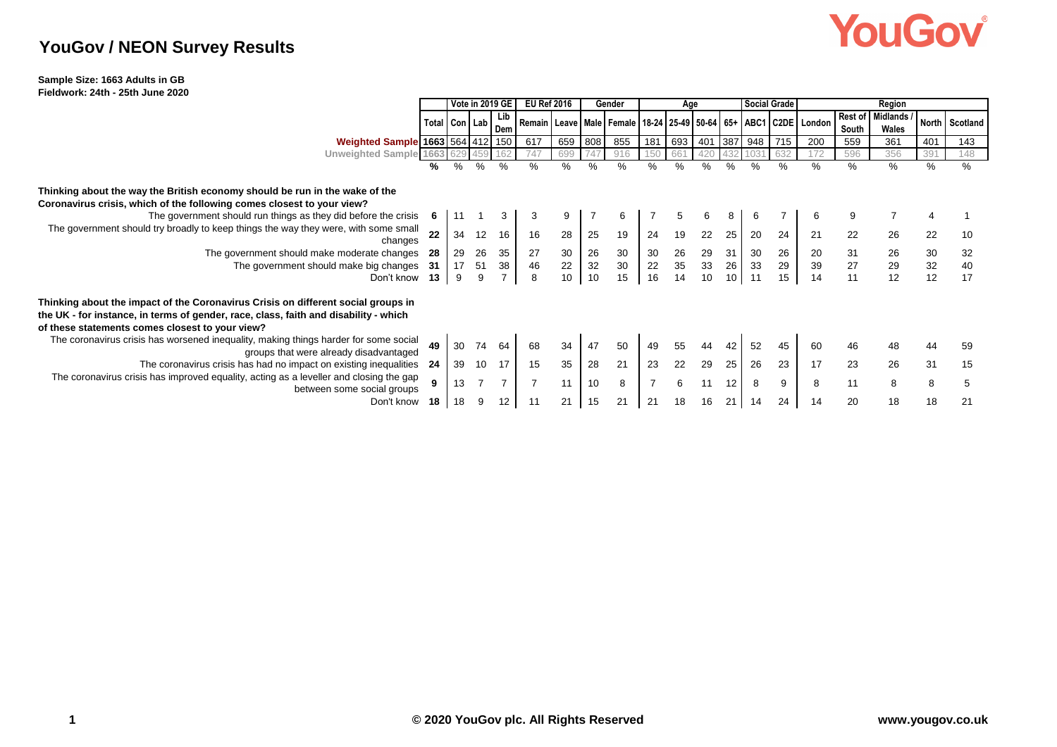# YouGov / NEON Survey Results

**Sample Size: 1663 Adults in GB**
**Fieldwork: 24th - 25th June 2020**

| | Total | Vote in 2019 GE | | | EU Ref 2016 | | Gender | | Age | | | | Social Grade | | Region | | | | |
|---|---|---|---|---|---|---|---|---|---|---|---|---|---|---|---|---|---|---|---|
| | | Con | Lab | Lib Dem | Remain | Leave | Male | Female | 18-24 | 25-49 | 50-64 | 65+ | ABC1 | C2DE | London | Rest of South | Midlands / Wales | North | Scotland |
| **Weighted Sample** | 1663 | 564 | 412 | 150 | 617 | 659 | 808 | 855 | 181 | 693 | 401 | 387 | 948 | 715 | 200 | 559 | 361 | 401 | 143 |
| Unweighted Sample | 1663 | 629 | 459 | 162 | 747 | 699 | 747 | 916 | 150 | 661 | 420 | 432 | 1031 | 632 | 172 | 596 | 356 | 391 | 148 |
| | % | % | % | % | % | % | % | % | % | % | % | % | % | % | % | % | % | % | % |
| **Thinking about the way the British economy should be run in the wake of the Coronavirus crisis, which of the following comes closest to your view?** | | | | | | | | | | | | | | | | | | | |
| The government should run things as they did before the crisis | 6 | 11 | 1 | 3 | 3 | 9 | 7 | 6 | 7 | 5 | 6 | 8 | 6 | 7 | 6 | 9 | 7 | 4 | 1 |
| The government should try broadly to keep things the way they were, with some small changes | 22 | 34 | 12 | 16 | 16 | 28 | 25 | 19 | 24 | 19 | 22 | 25 | 20 | 24 | 21 | 22 | 26 | 22 | 10 |
| The government should make moderate changes | 28 | 29 | 26 | 35 | 27 | 30 | 26 | 30 | 30 | 26 | 29 | 31 | 30 | 26 | 20 | 31 | 26 | 30 | 32 |
| The government should make big changes | 31 | 17 | 51 | 38 | 46 | 22 | 32 | 30 | 22 | 35 | 33 | 26 | 33 | 29 | 39 | 27 | 29 | 32 | 40 |
| Don't know | 13 | 9 | 9 | 7 | 8 | 10 | 10 | 15 | 16 | 14 | 10 | 10 | 11 | 15 | 14 | 11 | 12 | 12 | 17 |
| **Thinking about the impact of the Coronavirus Crisis on different social groups in the UK - for instance, in terms of gender, race, class, faith and disability - which of these statements comes closest to your view?** | | | | | | | | | | | | | | | | | | | |
| The coronavirus crisis has worsened inequality, making things harder for some social groups that were already disadvantaged | 49 | 30 | 74 | 64 | 68 | 34 | 47 | 50 | 49 | 55 | 44 | 42 | 52 | 45 | 60 | 46 | 48 | 44 | 59 |
| The coronavirus crisis has had no impact on existing inequalities | 24 | 39 | 10 | 17 | 15 | 35 | 28 | 21 | 23 | 22 | 29 | 25 | 26 | 23 | 17 | 23 | 26 | 31 | 15 |
| The coronavirus crisis has improved equality, acting as a leveller and closing the gap between some social groups | 9 | 13 | 7 | 7 | 7 | 11 | 10 | 8 | 7 | 6 | 11 | 12 | 8 | 9 | 8 | 11 | 8 | 8 | 5 |
| Don't know | 18 | 18 | 9 | 12 | 11 | 21 | 15 | 21 | 21 | 18 | 16 | 21 | 14 | 24 | 14 | 20 | 18 | 18 | 21 |

© 2020 YouGov plc. All Rights Reserved

www.yougov.co.uk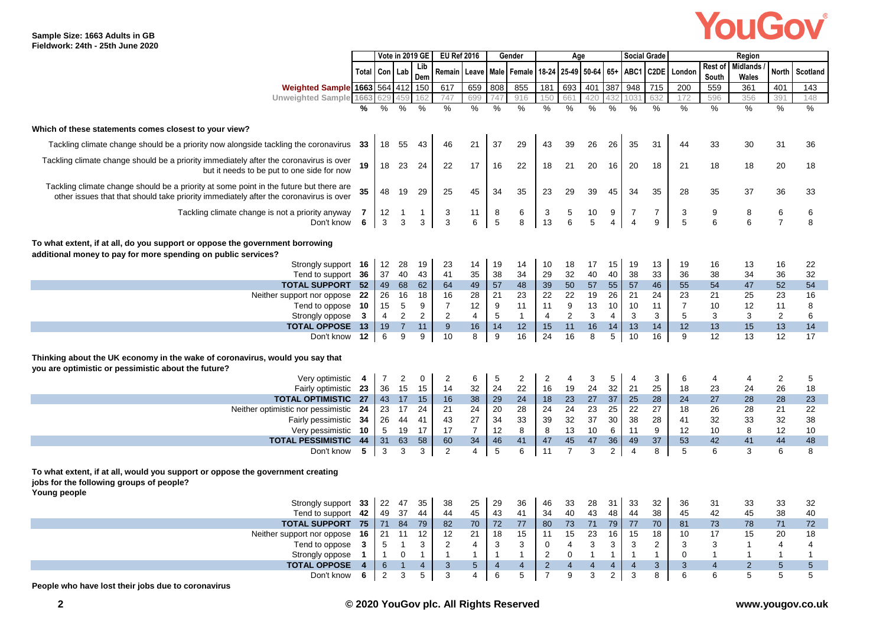**Sample Size: 1663 Adults in GB**
**Fieldwork: 24th - 25th June 2020**

| | Total | Vote in 2019 GE | | | EU Ref 2016 | | Gender | | Age | | | | Social Grade | | Region | | | | |
|---|---|---|---|---|---|---|---|---|---|---|---|---|---|---|---|---|---|---|---|
| | | Con | Lab | Lib Dem | Remain | Leave | Male | Female | 18-24 | 25-49 | 50-64 | 65+ | ABC1 | C2DE | London | Rest of South | Midlands / Wales | North | Scotland |
| **Weighted Sample** | 1663 | 564 | 412 | 150 | 617 | 659 | 808 | 855 | 181 | 693 | 401 | 387 | 948 | 715 | 200 | 559 | 361 | 401 | 143 |
| Unweighted Sample | 1663 | 629 | 459 | 162 | 747 | 699 | 747 | 916 | 150 | 661 | 420 | 432 | 1031 | 632 | 172 | 596 | 356 | 391 | 148 |
| | % | % | % | % | % | % | % | % | % | % | % | % | % | % | % | % | % | % | % |
| **Which of these statements comes closest to your view?** | | | | | | | | | | | | | | | | | | | |
| Tackling climate change should be a priority now alongside tackling the coronavirus | 33 | 18 | 55 | 43 | 46 | 21 | 37 | 29 | 43 | 39 | 26 | 26 | 35 | 31 | 44 | 33 | 30 | 31 | 36 |
| Tackling climate change should be a priority immediately after the coronavirus is over but it needs to be put to one side for now | 19 | 18 | 23 | 24 | 22 | 17 | 16 | 22 | 18 | 21 | 20 | 16 | 20 | 18 | 21 | 18 | 18 | 20 | 18 |
| Tackling climate change should be a priority at some point in the future but there are other issues that that should take priority immediately after the coronavirus is over | 35 | 48 | 19 | 29 | 25 | 45 | 34 | 35 | 23 | 29 | 39 | 45 | 34 | 35 | 28 | 35 | 37 | 36 | 33 |
| Tackling climate change is not a priority anyway | 7 | 12 | 1 | 1 | 3 | 11 | 8 | 6 | 3 | 5 | 10 | 9 | 7 | 7 | 3 | 9 | 8 | 6 | 6 |
| Don't know | 6 | 3 | 3 | 3 | 3 | 6 | 5 | 8 | 13 | 6 | 5 | 4 | 4 | 9 | 5 | 6 | 6 | 7 | 8 |
| **To what extent, if at all, do you support or oppose the government borrowing additional money to pay for more spending on public services?** | | | | | | | | | | | | | | | | | | | |
| Strongly support | 16 | 12 | 28 | 19 | 23 | 14 | 19 | 14 | 10 | 18 | 17 | 15 | 19 | 13 | 19 | 16 | 13 | 16 | 22 |
| Tend to support | 36 | 37 | 40 | 43 | 41 | 35 | 38 | 34 | 29 | 32 | 40 | 40 | 38 | 33 | 36 | 38 | 34 | 36 | 32 |
| **TOTAL SUPPORT** | 52 | 49 | 68 | 62 | 64 | 49 | 57 | 48 | 39 | 50 | 57 | 55 | 57 | 46 | 55 | 54 | 47 | 52 | 54 |
| Neither support nor oppose | 22 | 26 | 16 | 18 | 16 | 28 | 21 | 23 | 22 | 22 | 19 | 26 | 21 | 24 | 23 | 21 | 25 | 23 | 16 |
| Tend to oppose | 10 | 15 | 5 | 9 | 7 | 12 | 9 | 11 | 11 | 9 | 13 | 10 | 10 | 11 | 7 | 10 | 12 | 11 | 8 |
| Strongly oppose | 3 | 4 | 2 | 2 | 2 | 4 | 5 | 1 | 4 | 2 | 3 | 4 | 3 | 3 | 5 | 3 | 3 | 2 | 6 |
| **TOTAL OPPOSE** | 13 | 19 | 7 | 11 | 9 | 16 | 14 | 12 | 15 | 11 | 16 | 14 | 13 | 14 | 12 | 13 | 15 | 13 | 14 |
| Don't know | 12 | 6 | 9 | 9 | 10 | 8 | 9 | 16 | 24 | 16 | 8 | 5 | 10 | 16 | 9 | 12 | 13 | 12 | 17 |
| **Thinking about the UK economy in the wake of coronavirus, would you say that you are optimistic or pessimistic about the future?** | | | | | | | | | | | | | | | | | | | |
| Very optimistic | 4 | 7 | 2 | 0 | 2 | 6 | 5 | 2 | 2 | 4 | 3 | 5 | 4 | 3 | 6 | 4 | 4 | 2 | 5 |
| Fairly optimistic | 23 | 36 | 15 | 15 | 14 | 32 | 24 | 22 | 16 | 19 | 24 | 32 | 21 | 25 | 18 | 23 | 24 | 26 | 18 |
| **TOTAL OPTIMISTIC** | 27 | 43 | 17 | 15 | 16 | 38 | 29 | 24 | 18 | 23 | 27 | 37 | 25 | 28 | 24 | 27 | 28 | 28 | 23 |
| Neither optimistic nor pessimistic | 24 | 23 | 17 | 24 | 21 | 24 | 20 | 28 | 24 | 24 | 23 | 25 | 22 | 27 | 18 | 26 | 28 | 21 | 22 |
| Fairly pessimistic | 34 | 26 | 44 | 41 | 43 | 27 | 34 | 33 | 39 | 32 | 37 | 30 | 38 | 28 | 41 | 32 | 33 | 32 | 38 |
| Very pessimistic | 10 | 5 | 19 | 17 | 17 | 7 | 12 | 8 | 8 | 13 | 10 | 6 | 11 | 9 | 12 | 10 | 8 | 12 | 10 |
| **TOTAL PESSIMISTIC** | 44 | 31 | 63 | 58 | 60 | 34 | 46 | 41 | 47 | 45 | 47 | 36 | 49 | 37 | 53 | 42 | 41 | 44 | 48 |
| Don't know | 5 | 3 | 3 | 3 | 2 | 4 | 5 | 6 | 11 | 7 | 3 | 2 | 4 | 8 | 5 | 6 | 3 | 6 | 8 |
| **To what extent, if at all, would you support or oppose the government creating jobs for the following groups of people?** | | | | | | | | | | | | | | | | | | | |
| **Young people** | | | | | | | | | | | | | | | | | | | |
| Strongly support | 33 | 22 | 47 | 35 | 38 | 25 | 29 | 36 | 46 | 33 | 28 | 31 | 33 | 32 | 36 | 31 | 33 | 33 | 32 |
| Tend to support | 42 | 49 | 37 | 44 | 44 | 45 | 43 | 41 | 34 | 40 | 43 | 48 | 44 | 38 | 45 | 42 | 45 | 38 | 40 |
| **TOTAL SUPPORT** | 75 | 71 | 84 | 79 | 82 | 70 | 72 | 77 | 80 | 73 | 71 | 79 | 77 | 70 | 81 | 73 | 78 | 71 | 72 |
| Neither support nor oppose | 16 | 21 | 11 | 12 | 12 | 21 | 18 | 15 | 11 | 15 | 23 | 16 | 15 | 18 | 10 | 17 | 15 | 20 | 18 |
| Tend to oppose | 3 | 5 | 1 | 3 | 2 | 4 | 3 | 3 | 0 | 4 | 3 | 3 | 3 | 2 | 3 | 3 | 1 | 4 | 4 |
| Strongly oppose | 1 | 1 | 0 | 1 | 1 | 1 | 1 | 1 | 2 | 0 | 1 | 1 | 1 | 1 | 0 | 1 | 1 | 1 | 1 |
| **TOTAL OPPOSE** | 4 | 6 | 1 | 4 | 3 | 5 | 4 | 4 | 2 | 4 | 4 | 4 | 4 | 3 | 3 | 4 | 2 | 5 | 5 |
| Don't know | 6 | 2 | 3 | 5 | 3 | 4 | 6 | 5 | 7 | 9 | 3 | 2 | 3 | 8 | 6 | 6 | 5 | 5 | 5 |

**People who have lost their jobs due to coronavirus**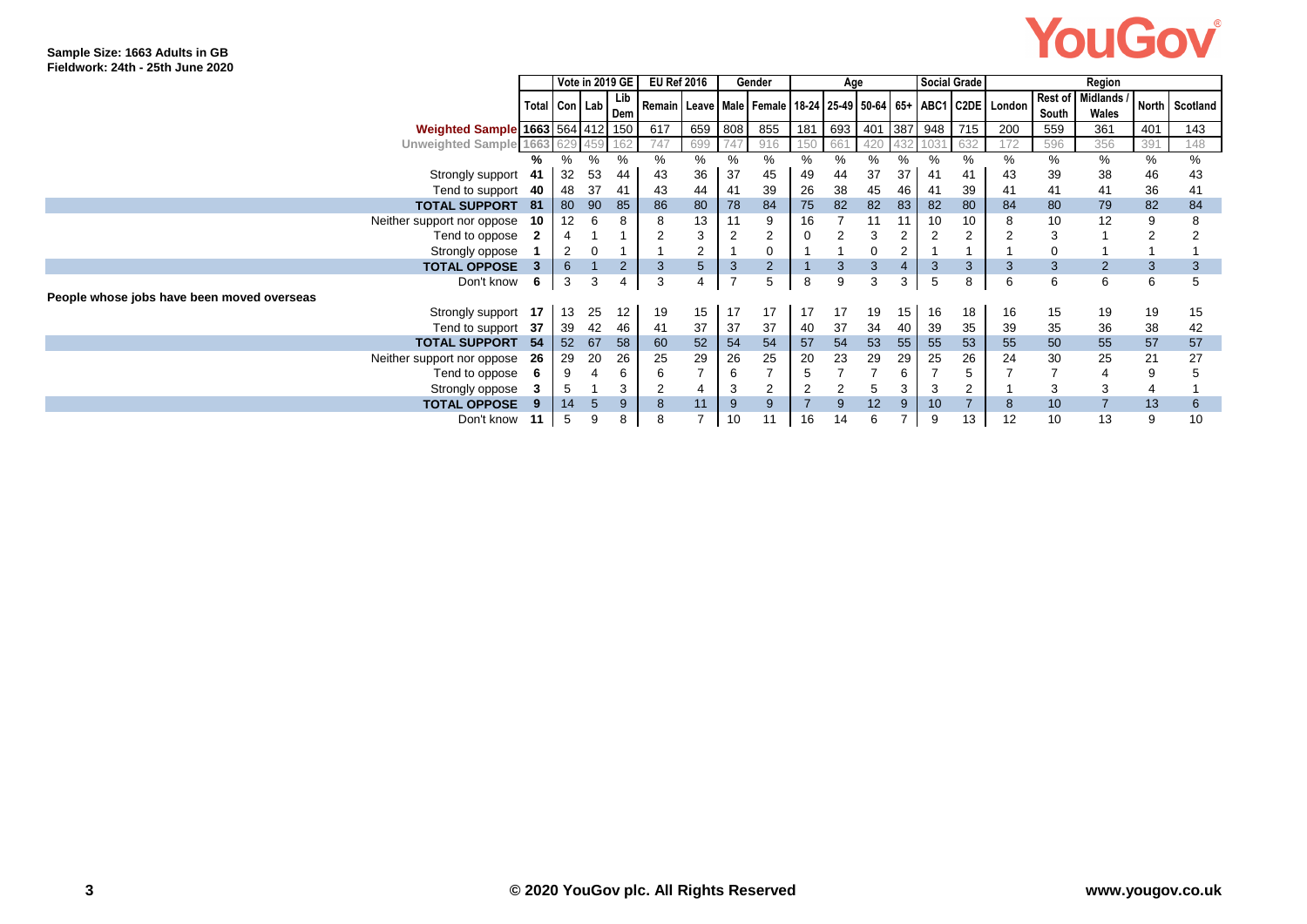**Sample Size: 1663 Adults in GB**
**Fieldwork: 24th - 25th June 2020**

| | Total | Vote in 2019 GE | | | EU Ref 2016 | | Gender | | Age | | | | Social Grade | | Region | | | | |
|---|---|---|---|---|---|---|---|---|---|---|---|---|---|---|---|---|---|---|---|
| | | Con | Lab | Lib Dem | Remain | Leave | Male | Female | 18-24 | 25-49 | 50-64 | 65+ | ABC1 | C2DE | London | Rest of South | Midlands / Wales | North | Scotland |
| **Weighted Sample** | 1663 | 564 | 412 | 150 | 617 | 659 | 808 | 855 | 181 | 693 | 401 | 387 | 948 | 715 | 200 | 559 | 361 | 401 | 143 |
| Unweighted Sample | 1663 | 629 | 459 | 162 | 747 | 699 | 747 | 916 | 150 | 661 | 420 | 432 | 1031 | 632 | 172 | 596 | 356 | 391 | 148 |
| | % | % | % | % | % | % | % | % | % | % | % | % | % | % | % | % | % | % | % |
| Strongly support | 41 | 32 | 53 | 44 | 43 | 36 | 37 | 45 | 49 | 44 | 37 | 37 | 41 | 41 | 43 | 39 | 38 | 46 | 43 |
| Tend to support | 40 | 48 | 37 | 41 | 43 | 44 | 41 | 39 | 26 | 38 | 45 | 46 | 41 | 39 | 41 | 41 | 41 | 36 | 41 |
| **TOTAL SUPPORT** | 81 | 80 | 90 | 85 | 86 | 80 | 78 | 84 | 75 | 82 | 82 | 83 | 82 | 80 | 84 | 80 | 79 | 82 | 84 |
| Neither support nor oppose | 10 | 12 | 6 | 8 | 8 | 13 | 11 | 9 | 16 | 7 | 11 | 11 | 10 | 10 | 8 | 10 | 12 | 9 | 8 |
| Tend to oppose | 2 | 4 | 1 | 1 | 2 | 3 | 2 | 2 | 0 | 2 | 3 | 2 | 2 | 2 | 2 | 3 | 1 | 2 | 2 |
| Strongly oppose | 1 | 2 | 0 | 1 | 1 | 2 | 1 | 0 | 1 | 1 | 0 | 2 | 1 | 1 | 1 | 0 | 1 | 1 | 1 |
| **TOTAL OPPOSE** | 3 | 6 | 1 | 2 | 3 | 5 | 3 | 2 | 1 | 3 | 3 | 4 | 3 | 3 | 3 | 3 | 2 | 3 | 3 |
| Don't know | 6 | 3 | 3 | 4 | 3 | 4 | 7 | 5 | 8 | 9 | 3 | 3 | 5 | 8 | 6 | 6 | 6 | 6 | 5 |
| **People whose jobs have been moved overseas** | | | | | | | | | | | | | | | | | | | |
| Strongly support | 17 | 13 | 25 | 12 | 19 | 15 | 17 | 17 | 17 | 17 | 19 | 15 | 16 | 18 | 16 | 15 | 19 | 19 | 15 |
| Tend to support | 37 | 39 | 42 | 46 | 41 | 37 | 37 | 37 | 40 | 37 | 34 | 40 | 39 | 35 | 39 | 35 | 36 | 38 | 42 |
| **TOTAL SUPPORT** | 54 | 52 | 67 | 58 | 60 | 52 | 54 | 54 | 57 | 54 | 53 | 55 | 55 | 53 | 55 | 50 | 55 | 57 | 57 |
| Neither support nor oppose | 26 | 29 | 20 | 26 | 25 | 29 | 26 | 25 | 20 | 23 | 29 | 29 | 25 | 26 | 24 | 30 | 25 | 21 | 27 |
| Tend to oppose | 6 | 9 | 4 | 6 | 6 | 7 | 6 | 7 | 5 | 7 | 7 | 6 | 7 | 5 | 7 | 7 | 4 | 9 | 5 |
| Strongly oppose | 3 | 5 | 1 | 3 | 2 | 4 | 3 | 2 | 2 | 2 | 5 | 3 | 3 | 2 | 1 | 3 | 3 | 4 | 1 |
| **TOTAL OPPOSE** | 9 | 14 | 5 | 9 | 8 | 11 | 9 | 9 | 7 | 9 | 12 | 9 | 10 | 7 | 8 | 10 | 7 | 13 | 6 |
| Don't know | 11 | 5 | 9 | 8 | 8 | 7 | 10 | 11 | 16 | 14 | 6 | 7 | 9 | 13 | 12 | 10 | 13 | 9 | 10 |

© 2020 YouGov plc. All Rights Reserved

www.yougov.co.uk